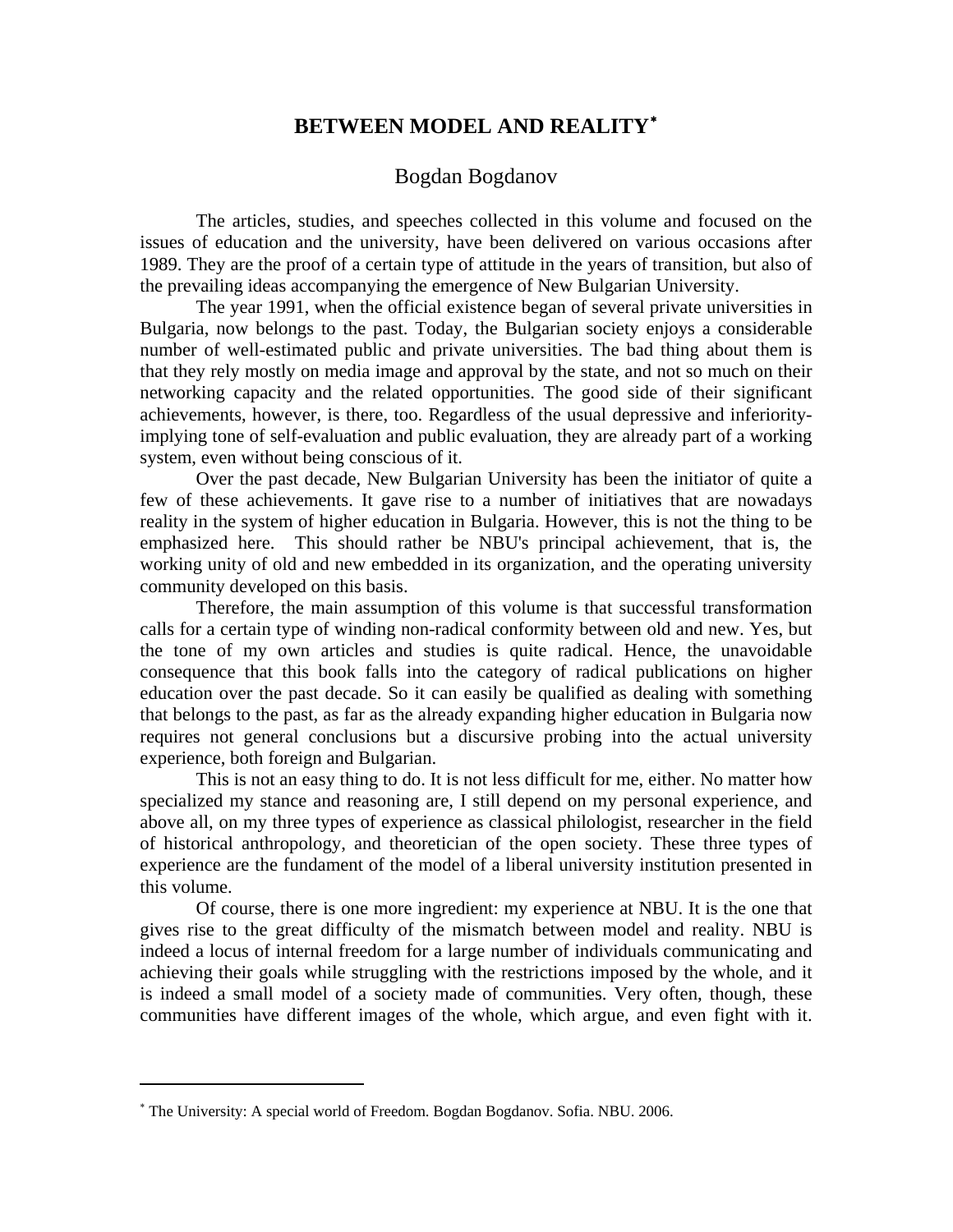# BETWEEN MODEL AND REALITY[*]

Bogdan Bogdanov

The articles, studies, and speeches collected in this volume and focused on the issues of education and the university, have been delivered on various occasions after 1989. They are the proof of a certain type of attitude in the years of transition, but also of the prevailing ideas accompanying the emergence of New Bulgarian University.

The year 1991, when the official existence began of several private universities in Bulgaria, now belongs to the past. Today, the Bulgarian society enjoys a considerable number of well-estimated public and private universities. The bad thing about them is that they rely mostly on media image and approval by the state, and not so much on their networking capacity and the related opportunities. The good side of their significant achievements, however, is there, too. Regardless of the usual depressive and inferiority-implying tone of self-evaluation and public evaluation, they are already part of a working system, even without being conscious of it.

Over the past decade, New Bulgarian University has been the initiator of quite a few of these achievements. It gave rise to a number of initiatives that are nowadays reality in the system of higher education in Bulgaria. However, this is not the thing to be emphasized here. This should rather be NBU's principal achievement, that is, the working unity of old and new embedded in its organization, and the operating university community developed on this basis.

Therefore, the main assumption of this volume is that successful transformation calls for a certain type of winding non-radical conformity between old and new. Yes, but the tone of my own articles and studies is quite radical. Hence, the unavoidable consequence that this book falls into the category of radical publications on higher education over the past decade. So it can easily be qualified as dealing with something that belongs to the past, as far as the already expanding higher education in Bulgaria now requires not general conclusions but a discursive probing into the actual university experience, both foreign and Bulgarian.

This is not an easy thing to do. It is not less difficult for me, either. No matter how specialized my stance and reasoning are, I still depend on my personal experience, and above all, on my three types of experience as classical philologist, researcher in the field of historical anthropology, and theoretician of the open society. These three types of experience are the fundament of the model of a liberal university institution presented in this volume.

Of course, there is one more ingredient: my experience at NBU. It is the one that gives rise to the great difficulty of the mismatch between model and reality. NBU is indeed a locus of internal freedom for a large number of individuals communicating and achieving their goals while struggling with the restrictions imposed by the whole, and it is indeed a small model of a society made of communities. Very often, though, these communities have different images of the whole, which argue, and even fight with it.

---

[*] The University: A special world of Freedom. Bogdan Bogdanov. Sofia. NBU. 2006.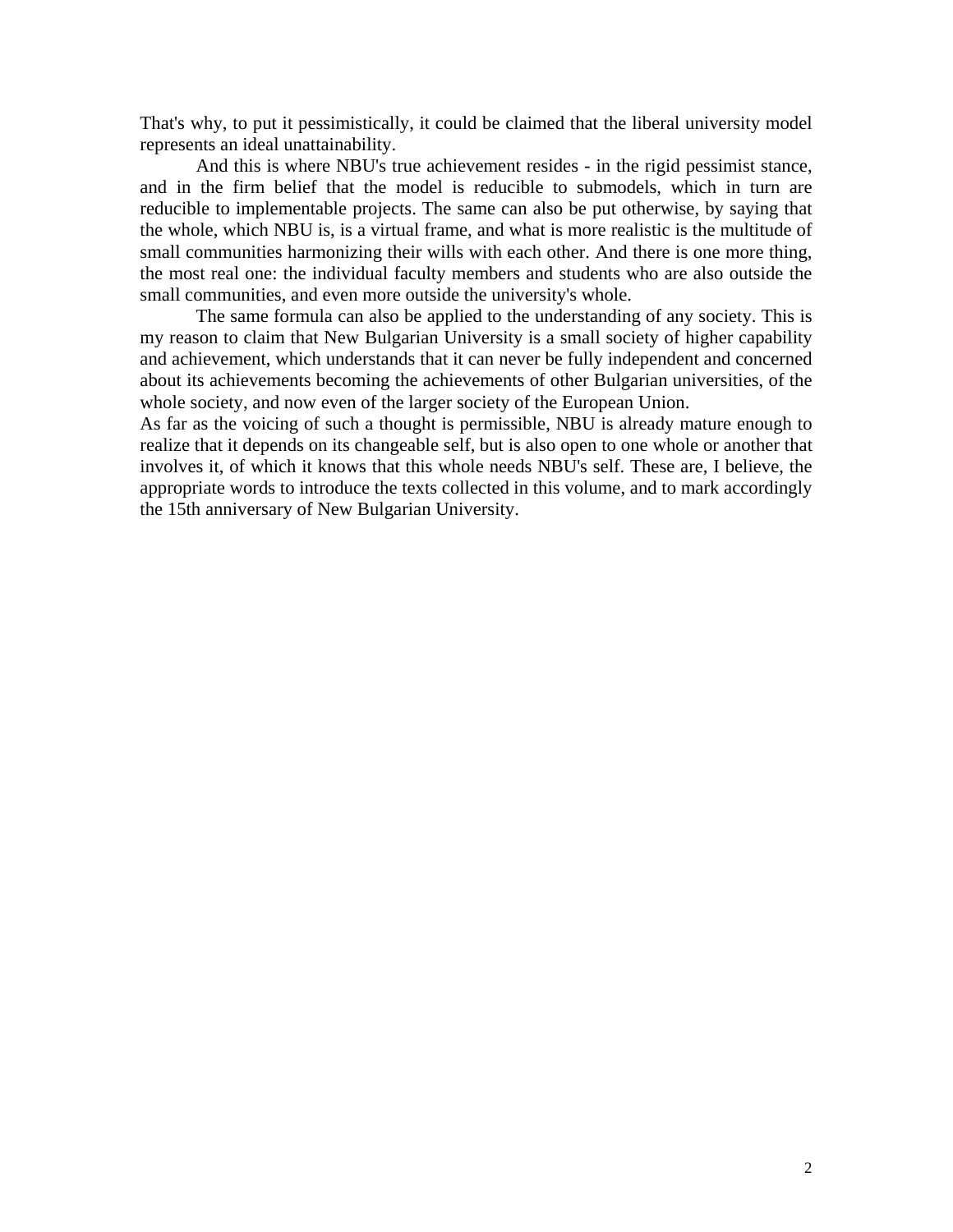That's why, to put it pessimistically, it could be claimed that the liberal university model represents an ideal unattainability.

And this is where NBU's true achievement resides - in the rigid pessimist stance, and in the firm belief that the model is reducible to submodels, which in turn are reducible to implementable projects. The same can also be put otherwise, by saying that the whole, which NBU is, is a virtual frame, and what is more realistic is the multitude of small communities harmonizing their wills with each other. And there is one more thing, the most real one: the individual faculty members and students who are also outside the small communities, and even more outside the university's whole.

The same formula can also be applied to the understanding of any society. This is my reason to claim that New Bulgarian University is a small society of higher capability and achievement, which understands that it can never be fully independent and concerned about its achievements becoming the achievements of other Bulgarian universities, of the whole society, and now even of the larger society of the European Union.

As far as the voicing of such a thought is permissible, NBU is already mature enough to realize that it depends on its changeable self, but is also open to one whole or another that involves it, of which it knows that this whole needs NBU's self. These are, I believe, the appropriate words to introduce the texts collected in this volume, and to mark accordingly the 15th anniversary of New Bulgarian University.